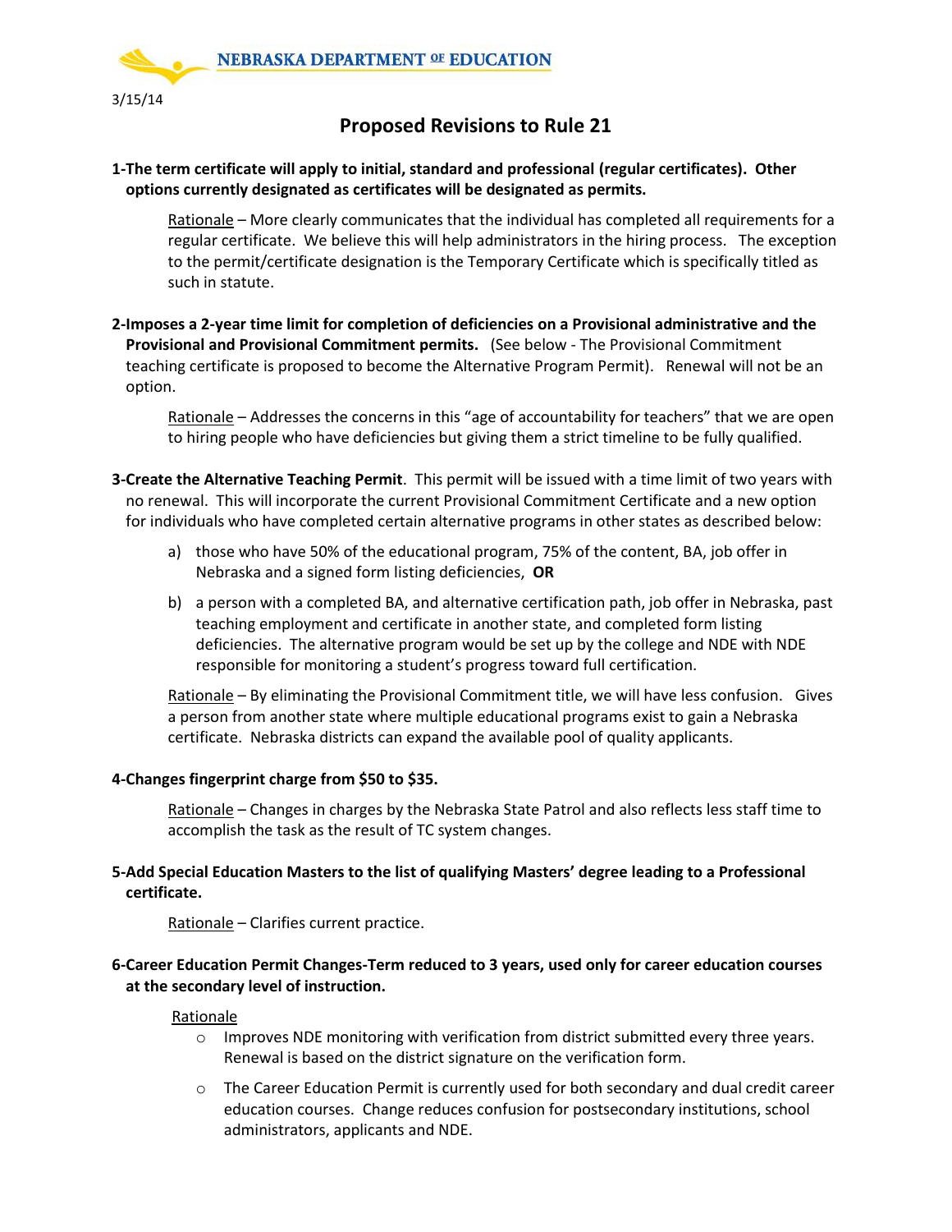NEBRASKA DEPARTMENT OF EDUCATION

3/15/14

# Proposed Revisions to Rule 21

**1-The term certificate will apply to initial, standard and professional (regular certificates). Other options currently designated as certificates will be designated as permits.**

Rationale – More clearly communicates that the individual has completed all requirements for a regular certificate. We believe this will help administrators in the hiring process. The exception to the permit/certificate designation is the Temporary Certificate which is specifically titled as such in statute.

**2-Imposes a 2-year time limit for completion of deficiencies on a Provisional administrative and the Provisional and Provisional Commitment permits.** (See below - The Provisional Commitment teaching certificate is proposed to become the Alternative Program Permit). Renewal will not be an option.

Rationale – Addresses the concerns in this "age of accountability for teachers" that we are open to hiring people who have deficiencies but giving them a strict timeline to be fully qualified.

**3-Create the Alternative Teaching Permit**. This permit will be issued with a time limit of two years with no renewal. This will incorporate the current Provisional Commitment Certificate and a new option for individuals who have completed certain alternative programs in other states as described below:

a) those who have 50% of the educational program, 75% of the content, BA, job offer in Nebraska and a signed form listing deficiencies, **OR**

b) a person with a completed BA, and alternative certification path, job offer in Nebraska, past teaching employment and certificate in another state, and completed form listing deficiencies. The alternative program would be set up by the college and NDE with NDE responsible for monitoring a student's progress toward full certification.

Rationale – By eliminating the Provisional Commitment title, we will have less confusion. Gives a person from another state where multiple educational programs exist to gain a Nebraska certificate. Nebraska districts can expand the available pool of quality applicants.

**4-Changes fingerprint charge from $50 to $35.**

Rationale – Changes in charges by the Nebraska State Patrol and also reflects less staff time to accomplish the task as the result of TC system changes.

**5-Add Special Education Masters to the list of qualifying Masters' degree leading to a Professional certificate.**

Rationale – Clarifies current practice.

**6-Career Education Permit Changes-Term reduced to 3 years, used only for career education courses at the secondary level of instruction.**

Rationale

- Improves NDE monitoring with verification from district submitted every three years. Renewal is based on the district signature on the verification form.
- The Career Education Permit is currently used for both secondary and dual credit career education courses. Change reduces confusion for postsecondary institutions, school administrators, applicants and NDE.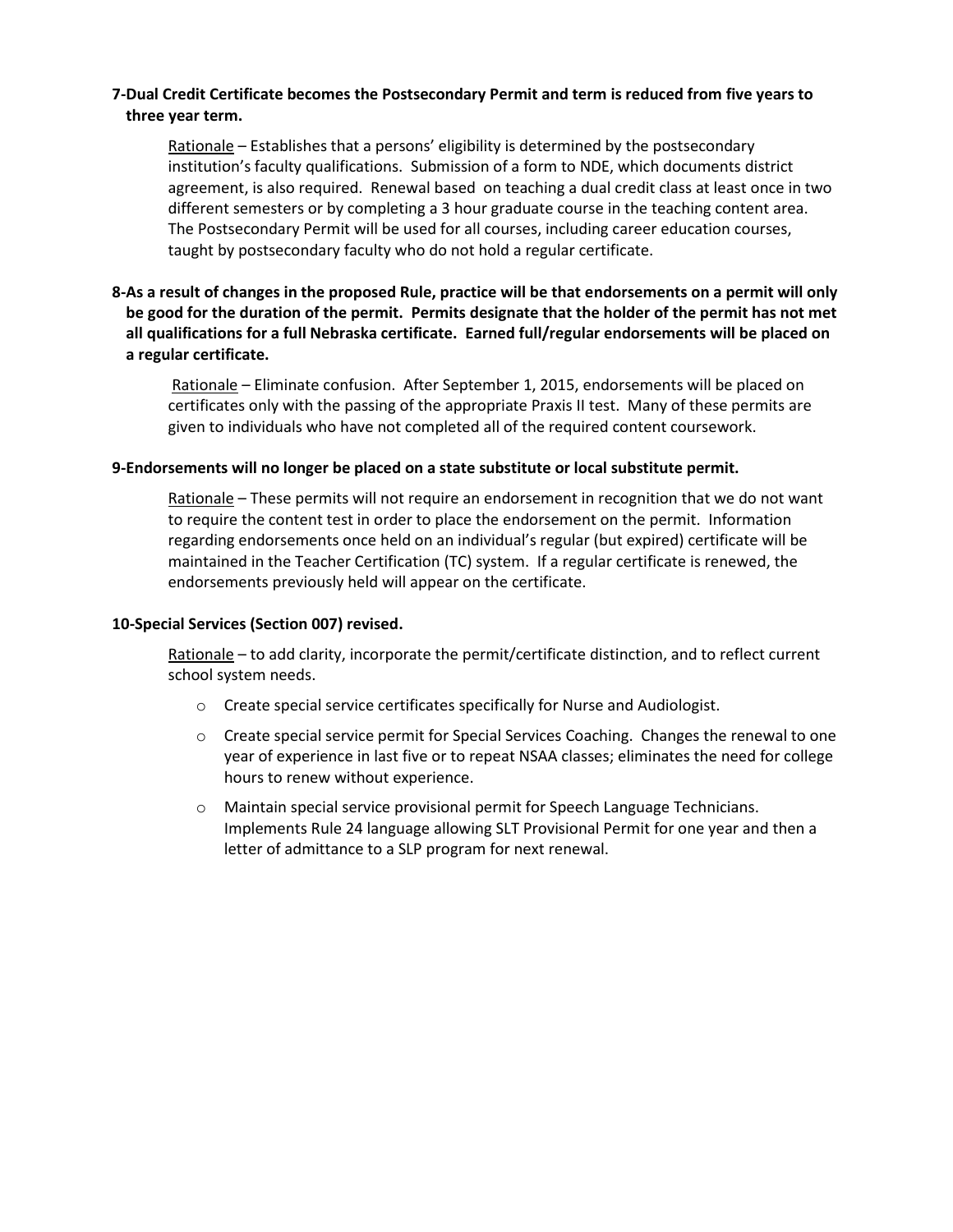**7-Dual Credit Certificate becomes the Postsecondary Permit and term is reduced from five years to three year term.**

Rationale – Establishes that a persons' eligibility is determined by the postsecondary institution's faculty qualifications. Submission of a form to NDE, which documents district agreement, is also required. Renewal based on teaching a dual credit class at least once in two different semesters or by completing a 3 hour graduate course in the teaching content area. The Postsecondary Permit will be used for all courses, including career education courses, taught by postsecondary faculty who do not hold a regular certificate.

**8-As a result of changes in the proposed Rule, practice will be that endorsements on a permit will only be good for the duration of the permit. Permits designate that the holder of the permit has not met all qualifications for a full Nebraska certificate. Earned full/regular endorsements will be placed on a regular certificate.**

Rationale – Eliminate confusion. After September 1, 2015, endorsements will be placed on certificates only with the passing of the appropriate Praxis II test. Many of these permits are given to individuals who have not completed all of the required content coursework.

**9-Endorsements will no longer be placed on a state substitute or local substitute permit.**

Rationale – These permits will not require an endorsement in recognition that we do not want to require the content test in order to place the endorsement on the permit. Information regarding endorsements once held on an individual's regular (but expired) certificate will be maintained in the Teacher Certification (TC) system. If a regular certificate is renewed, the endorsements previously held will appear on the certificate.

**10-Special Services (Section 007) revised.**

Rationale – to add clarity, incorporate the permit/certificate distinction, and to reflect current school system needs.

- Create special service certificates specifically for Nurse and Audiologist.
- Create special service permit for Special Services Coaching. Changes the renewal to one year of experience in last five or to repeat NSAA classes; eliminates the need for college hours to renew without experience.
- Maintain special service provisional permit for Speech Language Technicians. Implements Rule 24 language allowing SLT Provisional Permit for one year and then a letter of admittance to a SLP program for next renewal.